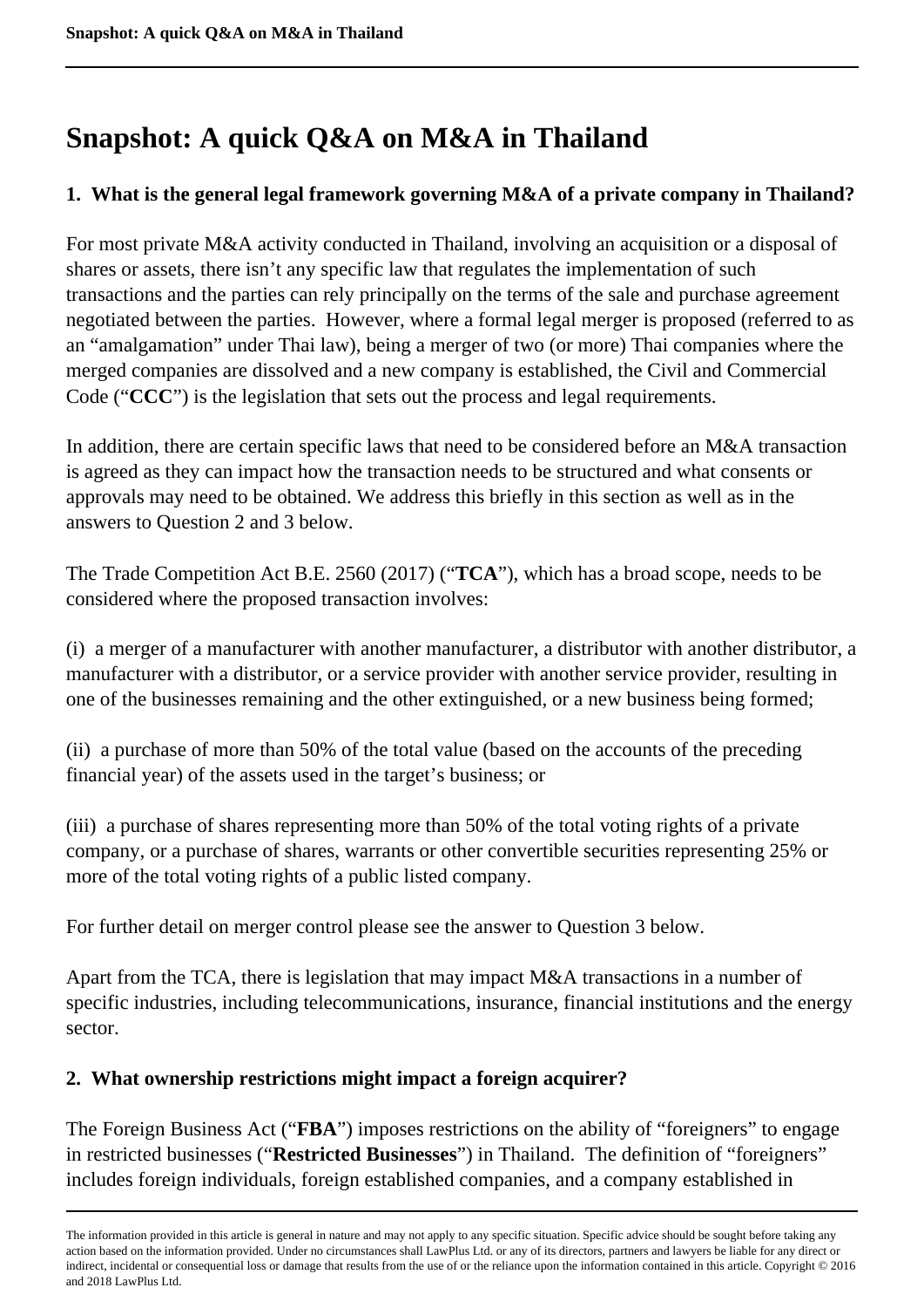# Snapshot: A quick Q&A on M&A in Thailand

### 1. What is the general legal framework governing M&A of a private company in Thailand?

For most private M&A activity conducted in Thailand, involving an acquisition or a disposal of shares or assets, there isn't any specific law that regulates the implementation of such transactions and the parties can rely principally on the terms of the sale and purchase agreement negotiated between the parties. However, where a formal legal merger is proposed (referred to as an "amalgamation" under Thai law), being a merger of two (or more) Thai companies where the merged companies are dissolved and a new company is established, the Civil and Commercial Code ("**CCC**") is the legislation that sets out the process and legal requirements.

In addition, there are certain specific laws that need to be considered before an M&A transaction is agreed as they can impact how the transaction needs to be structured and what consents or approvals may need to be obtained. We address this briefly in this section as well as in the answers to Question 2 and 3 below.

The Trade Competition Act B.E. 2560 (2017) ("**TCA**"), which has a broad scope, needs to be considered where the proposed transaction involves:

(i) a merger of a manufacturer with another manufacturer, a distributor with another distributor, a manufacturer with a distributor, or a service provider with another service provider, resulting in one of the businesses remaining and the other extinguished, or a new business being formed;

(ii) a purchase of more than 50% of the total value (based on the accounts of the preceding financial year) of the assets used in the target's business; or

(iii) a purchase of shares representing more than 50% of the total voting rights of a private company, or a purchase of shares, warrants or other convertible securities representing 25% or more of the total voting rights of a public listed company.

For further detail on merger control please see the answer to Question 3 below.

Apart from the TCA, there is legislation that may impact M&A transactions in a number of specific industries, including telecommunications, insurance, financial institutions and the energy sector.

### 2. What ownership restrictions might impact a foreign acquirer?

The Foreign Business Act ("**FBA**") imposes restrictions on the ability of "foreigners" to engage in restricted businesses ("**Restricted Businesses**") in Thailand. The definition of "foreigners" includes foreign individuals, foreign established companies, and a company established in

The information provided in this article is general in nature and may not apply to any specific situation. Specific advice should be sought before taking any action based on the information provided. Under no circumstances shall LawPlus Ltd. or any of its directors, partners and lawyers be liable for any direct or indirect, incidental or consequential loss or damage that results from the use of or the reliance upon the information contained in this article. Copyright © 2016 and 2018 LawPlus Ltd.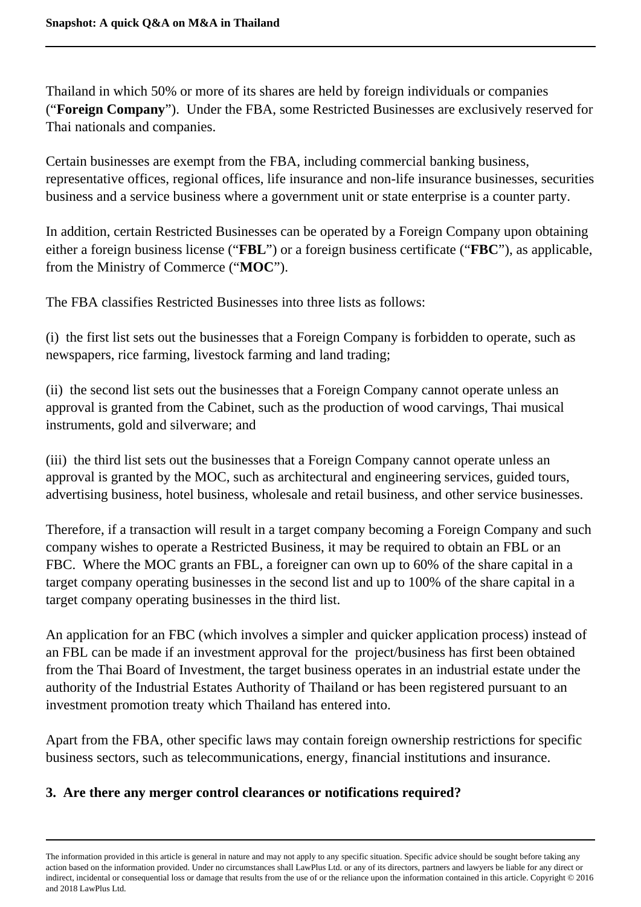Thailand in which 50% or more of its shares are held by foreign individuals or companies ("**Foreign Company**"). Under the FBA, some Restricted Businesses are exclusively reserved for Thai nationals and companies.

Certain businesses are exempt from the FBA, including commercial banking business, representative offices, regional offices, life insurance and non-life insurance businesses, securities business and a service business where a government unit or state enterprise is a counter party.

In addition, certain Restricted Businesses can be operated by a Foreign Company upon obtaining either a foreign business license ("**FBL**") or a foreign business certificate ("**FBC**"), as applicable, from the Ministry of Commerce ("**MOC**").

The FBA classifies Restricted Businesses into three lists as follows:

(i) the first list sets out the businesses that a Foreign Company is forbidden to operate, such as newspapers, rice farming, livestock farming and land trading;

(ii) the second list sets out the businesses that a Foreign Company cannot operate unless an approval is granted from the Cabinet, such as the production of wood carvings, Thai musical instruments, gold and silverware; and

(iii) the third list sets out the businesses that a Foreign Company cannot operate unless an approval is granted by the MOC, such as architectural and engineering services, guided tours, advertising business, hotel business, wholesale and retail business, and other service businesses.

Therefore, if a transaction will result in a target company becoming a Foreign Company and such company wishes to operate a Restricted Business, it may be required to obtain an FBL or an FBC. Where the MOC grants an FBL, a foreigner can own up to 60% of the share capital in a target company operating businesses in the second list and up to 100% of the share capital in a target company operating businesses in the third list.

An application for an FBC (which involves a simpler and quicker application process) instead of an FBL can be made if an investment approval for the project/business has first been obtained from the Thai Board of Investment, the target business operates in an industrial estate under the authority of the Industrial Estates Authority of Thailand or has been registered pursuant to an investment promotion treaty which Thailand has entered into.

Apart from the FBA, other specific laws may contain foreign ownership restrictions for specific business sectors, such as telecommunications, energy, financial institutions and insurance.

### 3. Are there any merger control clearances or notifications required?

The information provided in this article is general in nature and may not apply to any specific situation. Specific advice should be sought before taking any action based on the information provided. Under no circumstances shall LawPlus Ltd. or any of its directors, partners and lawyers be liable for any direct or indirect, incidental or consequential loss or damage that results from the use of or the reliance upon the information contained in this article. Copyright © 2016 and 2018 LawPlus Ltd.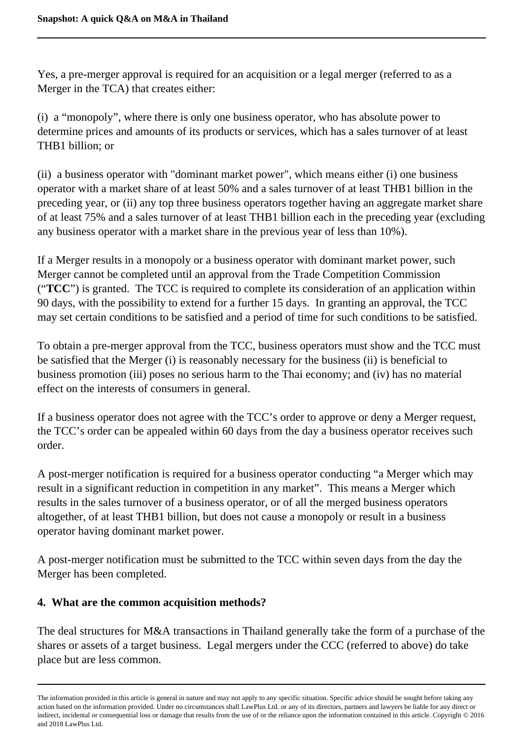Yes, a pre-merger approval is required for an acquisition or a legal merger (referred to as a Merger in the TCA) that creates either:

(i) a "monopoly", where there is only one business operator, who has absolute power to determine prices and amounts of its products or services, which has a sales turnover of at least THB1 billion; or

(ii) a business operator with "dominant market power", which means either (i) one business operator with a market share of at least 50% and a sales turnover of at least THB1 billion in the preceding year, or (ii) any top three business operators together having an aggregate market share of at least 75% and a sales turnover of at least THB1 billion each in the preceding year (excluding any business operator with a market share in the previous year of less than 10%).

If a Merger results in a monopoly or a business operator with dominant market power, such Merger cannot be completed until an approval from the Trade Competition Commission ("**TCC**") is granted. The TCC is required to complete its consideration of an application within 90 days, with the possibility to extend for a further 15 days. In granting an approval, the TCC may set certain conditions to be satisfied and a period of time for such conditions to be satisfied.

To obtain a pre-merger approval from the TCC, business operators must show and the TCC must be satisfied that the Merger (i) is reasonably necessary for the business (ii) is beneficial to business promotion (iii) poses no serious harm to the Thai economy; and (iv) has no material effect on the interests of consumers in general.

If a business operator does not agree with the TCC's order to approve or deny a Merger request, the TCC's order can be appealed within 60 days from the day a business operator receives such order.

A post-merger notification is required for a business operator conducting "a Merger which may result in a significant reduction in competition in any market". This means a Merger which results in the sales turnover of a business operator, or of all the merged business operators altogether, of at least THB1 billion, but does not cause a monopoly or result in a business operator having dominant market power.

A post-merger notification must be submitted to the TCC within seven days from the day the Merger has been completed.

## 4. What are the common acquisition methods?

The deal structures for M&A transactions in Thailand generally take the form of a purchase of the shares or assets of a target business. Legal mergers under the CCC (referred to above) do take place but are less common.

The information provided in this article is general in nature and may not apply to any specific situation. Specific advice should be sought before taking any action based on the information provided. Under no circumstances shall LawPlus Ltd. or any of its directors, partners and lawyers be liable for any direct or indirect, incidental or consequential loss or damage that results from the use of or the reliance upon the information contained in this article. Copyright © 2016 and 2018 LawPlus Ltd.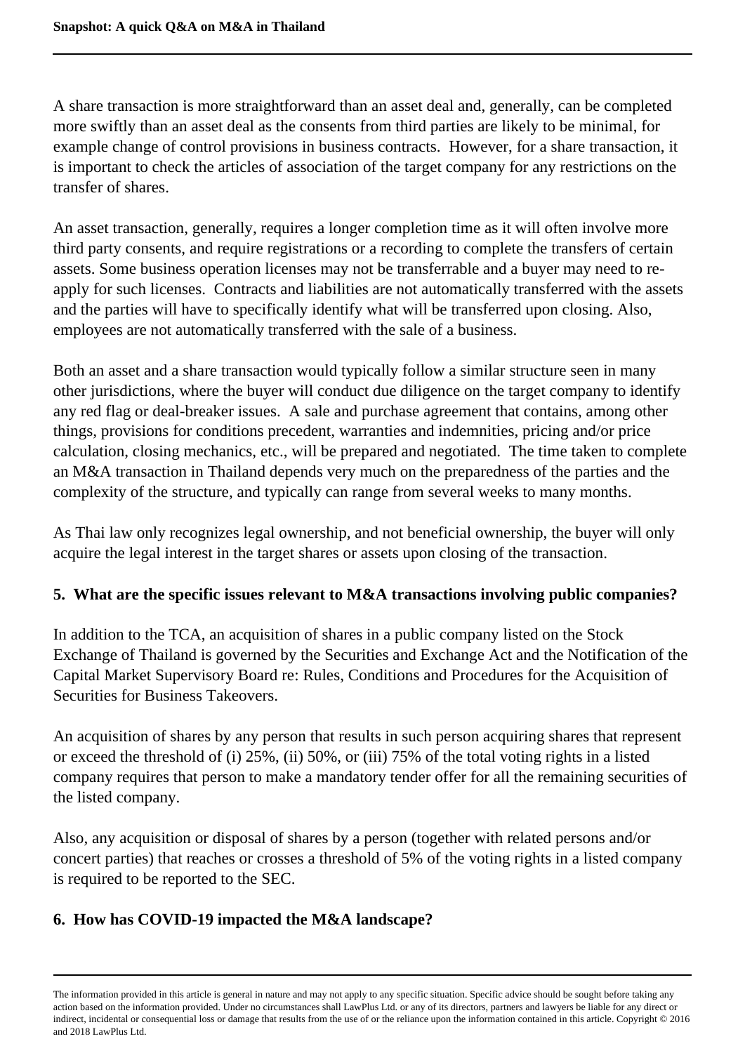A share transaction is more straightforward than an asset deal and, generally, can be completed more swiftly than an asset deal as the consents from third parties are likely to be minimal, for example change of control provisions in business contracts.  However, for a share transaction, it is important to check the articles of association of the target company for any restrictions on the transfer of shares.

An asset transaction, generally, requires a longer completion time as it will often involve more third party consents, and require registrations or a recording to complete the transfers of certain assets. Some business operation licenses may not be transferrable and a buyer may need to re-apply for such licenses.  Contracts and liabilities are not automatically transferred with the assets and the parties will have to specifically identify what will be transferred upon closing. Also, employees are not automatically transferred with the sale of a business.

Both an asset and a share transaction would typically follow a similar structure seen in many other jurisdictions, where the buyer will conduct due diligence on the target company to identify any red flag or deal-breaker issues.  A sale and purchase agreement that contains, among other things, provisions for conditions precedent, warranties and indemnities, pricing and/or price calculation, closing mechanics, etc., will be prepared and negotiated.  The time taken to complete an M&A transaction in Thailand depends very much on the preparedness of the parties and the complexity of the structure, and typically can range from several weeks to many months.

As Thai law only recognizes legal ownership, and not beneficial ownership, the buyer will only acquire the legal interest in the target shares or assets upon closing of the transaction.

**5. What are the specific issues relevant to M&A transactions involving public companies?**

In addition to the TCA, an acquisition of shares in a public company listed on the Stock Exchange of Thailand is governed by the Securities and Exchange Act and the Notification of the Capital Market Supervisory Board re: Rules, Conditions and Procedures for the Acquisition of Securities for Business Takeovers.

An acquisition of shares by any person that results in such person acquiring shares that represent or exceed the threshold of (i) 25%, (ii) 50%, or (iii) 75% of the total voting rights in a listed company requires that person to make a mandatory tender offer for all the remaining securities of the listed company.

Also, any acquisition or disposal of shares by a person (together with related persons and/or concert parties) that reaches or crosses a threshold of 5% of the voting rights in a listed company is required to be reported to the SEC.

**6. How has COVID-19 impacted the M&A landscape?**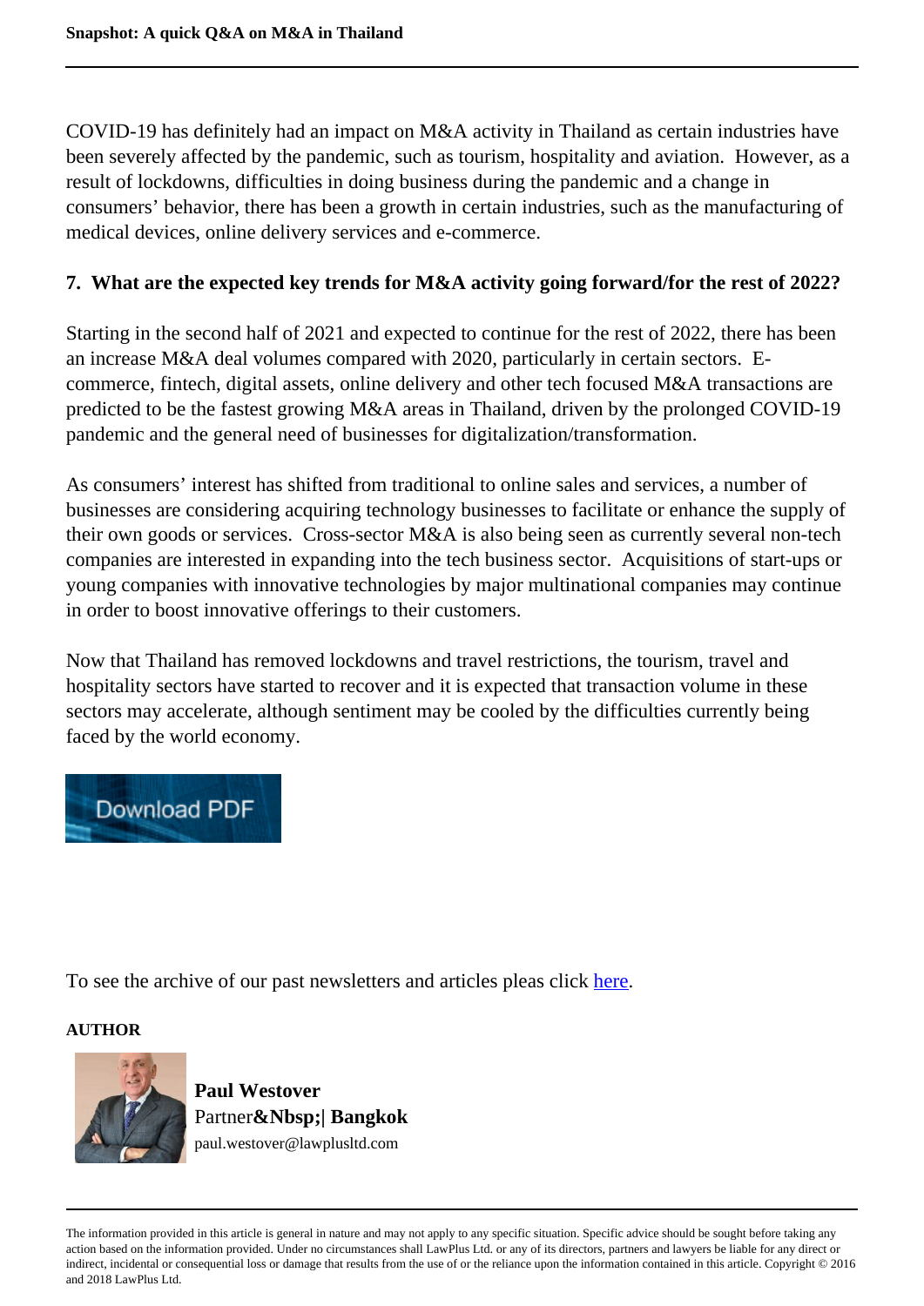COVID-19 has definitely had an impact on M&A activity in Thailand as certain industries have been severely affected by the pandemic, such as tourism, hospitality and aviation. However, as a result of lockdowns, difficulties in doing business during the pandemic and a change in consumers' behavior, there has been a growth in certain industries, such as the manufacturing of medical devices, online delivery services and e-commerce.

### 7. What are the expected key trends for M&A activity going forward/for the rest of 2022?

Starting in the second half of 2021 and expected to continue for the rest of 2022, there has been an increase M&A deal volumes compared with 2020, particularly in certain sectors. E-commerce, fintech, digital assets, online delivery and other tech focused M&A transactions are predicted to be the fastest growing M&A areas in Thailand, driven by the prolonged COVID-19 pandemic and the general need of businesses for digitalization/transformation.

As consumers' interest has shifted from traditional to online sales and services, a number of businesses are considering acquiring technology businesses to facilitate or enhance the supply of their own goods or services. Cross-sector M&A is also being seen as currently several non-tech companies are interested in expanding into the tech business sector. Acquisitions of start-ups or young companies with innovative technologies by major multinational companies may continue in order to boost innovative offerings to their customers.

Now that Thailand has removed lockdowns and travel restrictions, the tourism, travel and hospitality sectors have started to recover and it is expected that transaction volume in these sectors may accelerate, although sentiment may be cooled by the difficulties currently being faced by the world economy.

Download PDF

To see the archive of our past newsletters and articles pleas click here.

**AUTHOR**

**Paul Westover**
Partner**&Nbsp;| Bangkok**
paul.westover@lawplusltd.com

The information provided in this article is general in nature and may not apply to any specific situation. Specific advice should be sought before taking any action based on the information provided. Under no circumstances shall LawPlus Ltd. or any of its directors, partners and lawyers be liable for any direct or indirect, incidental or consequential loss or damage that results from the use of or the reliance upon the information contained in this article. Copyright © 2016 and 2018 LawPlus Ltd.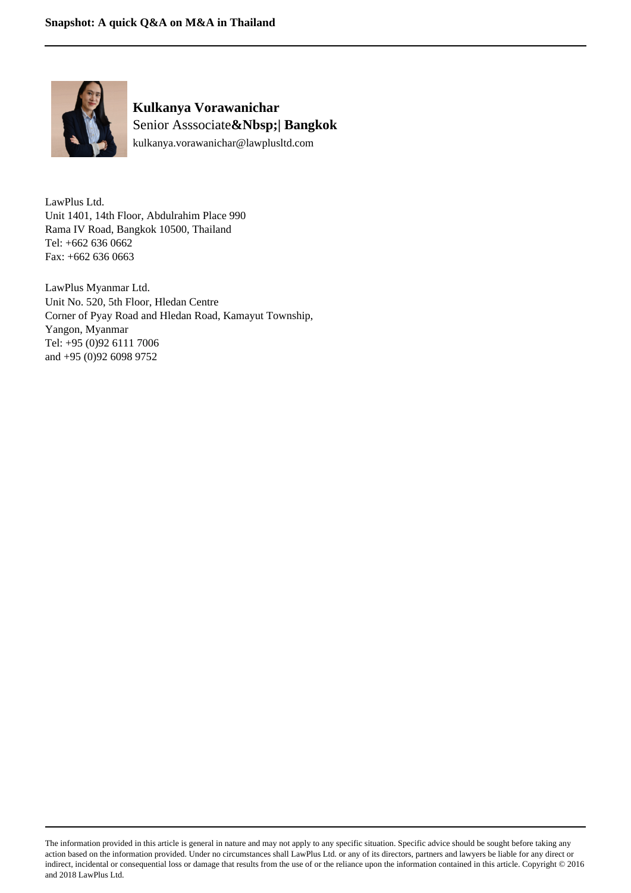**Kulkanya Vorawanichar**
Senior Asssociate**&Nbsp;| Bangkok**
kulkanya.vorawanichar@lawplusltd.com

LawPlus Ltd.
Unit 1401, 14th Floor, Abdulrahim Place 990
Rama IV Road, Bangkok 10500, Thailand
Tel: +662 636 0662
Fax: +662 636 0663

LawPlus Myanmar Ltd.
Unit No. 520, 5th Floor, Hledan Centre
Corner of Pyay Road and Hledan Road, Kamayut Township,
Yangon, Myanmar
Tel: +95 (0)92 6111 7006
and +95 (0)92 6098 9752

The information provided in this article is general in nature and may not apply to any specific situation. Specific advice should be sought before taking any action based on the information provided. Under no circumstances shall LawPlus Ltd. or any of its directors, partners and lawyers be liable for any direct or indirect, incidental or consequential loss or damage that results from the use of or the reliance upon the information contained in this article. Copyright © 2016 and 2018 LawPlus Ltd.